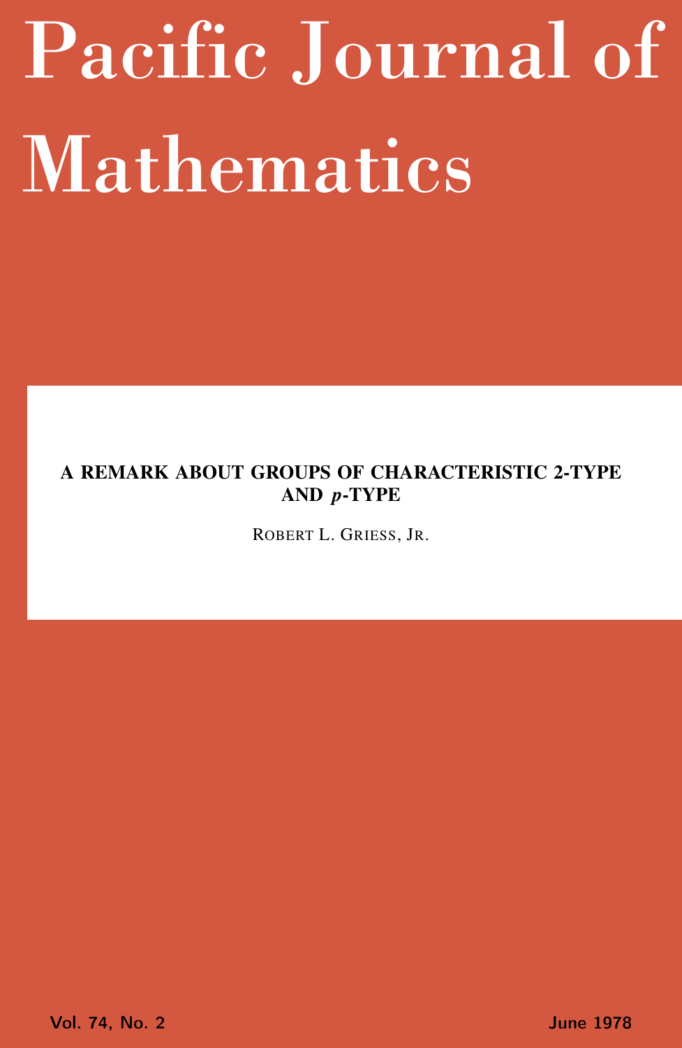# Pacific Journal of Mathematics

## A REMARK ABOUT GROUPS OF CHARACTERISTIC 2-TYPE AND $p$-TYPE

ROBERT L. GRIESS, JR.

Vol. 74, No. 2 June 1978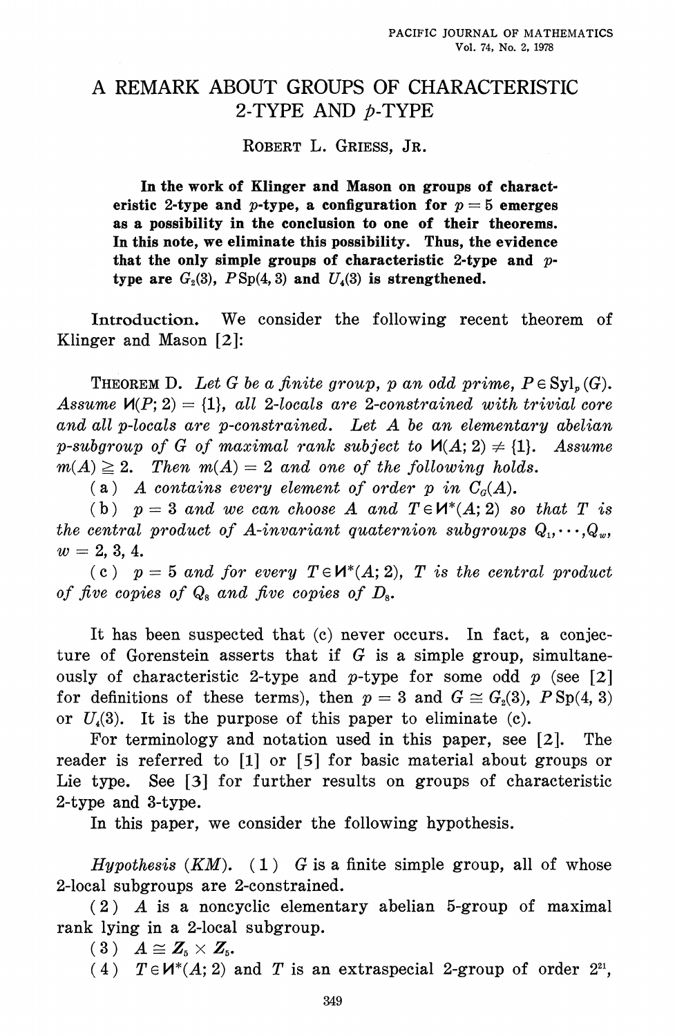# A REMARK ABOUT GROUPS OF CHARACTERISTIC 2-TYPE AND $p$-TYPE

ROBERT L. GRIESS, JR.

**In the work of Klinger and Mason on groups of characteristic 2-type and $p$-type, a configuration for $p = 5$ emerges as a possibility in the conclusion to one of their theorems. In this note, we eliminate this possibility. Thus, the evidence that the only simple groups of characteristic 2-type and $p$-type are $G_2(3)$, $P\operatorname{Sp}(4, 3)$ and $U_4(3)$ is strengthened.**

**Introduction.** We consider the following recent theorem of Klinger and Mason [2]:

THEOREM D. *Let $G$ be a finite group, $p$ an odd prime, $P \in \operatorname{Syl}_p(G)$. Assume $\mathcal{N}(P; 2) = \{1\}$, all 2-locals are 2-constrained with trivial core and all $p$-locals are $p$-constrained. Let $A$ be an elementary abelian $p$-subgroup of $G$ of maximal rank subject to $\mathcal{N}(A; 2) \neq \{1\}$. Assume $m(A) \geqq 2$. Then $m(A) = 2$ and one of the following holds.*

*(a) $A$ contains every element of order $p$ in $C_G(A)$.*

*(b) $p = 3$ and we can choose $A$ and $T \in \mathcal{N}^*(A; 2)$ so that $T$ is the central product of $A$-invariant quaternion subgroups $Q_1, \cdots, Q_w$, $w = 2, 3, 4$.*

*(c) $p = 5$ and for every $T \in \mathcal{N}^*(A; 2)$, $T$ is the central product of five copies of $Q_8$ and five copies of $D_8$.*

It has been suspected that (c) never occurs. In fact, a conjecture of Gorenstein asserts that if $G$ is a simple group, simultaneously of characteristic 2-type and $p$-type for some odd $p$ (see [2] for definitions of these terms), then $p = 3$ and $G \cong G_2(3)$, $P\operatorname{Sp}(4, 3)$ or $U_4(3)$. It is the purpose of this paper to eliminate (c).

For terminology and notation used in this paper, see [2]. The reader is referred to [1] or [5] for basic material about groups or Lie type. See [3] for further results on groups of characteristic 2-type and 3-type.

In this paper, we consider the following hypothesis.

*Hypothesis (KM).* (1) $G$ is a finite simple group, all of whose 2-local subgroups are 2-constrained.

(2) $A$ is a noncyclic elementary abelian 5-group of maximal rank lying in a 2-local subgroup.

(3) $A \cong \boldsymbol{Z}_5 \times \boldsymbol{Z}_5$.

(4) $T \in \mathcal{N}^*(A; 2)$ and $T$ is an extraspecial 2-group of order $2^{21}$,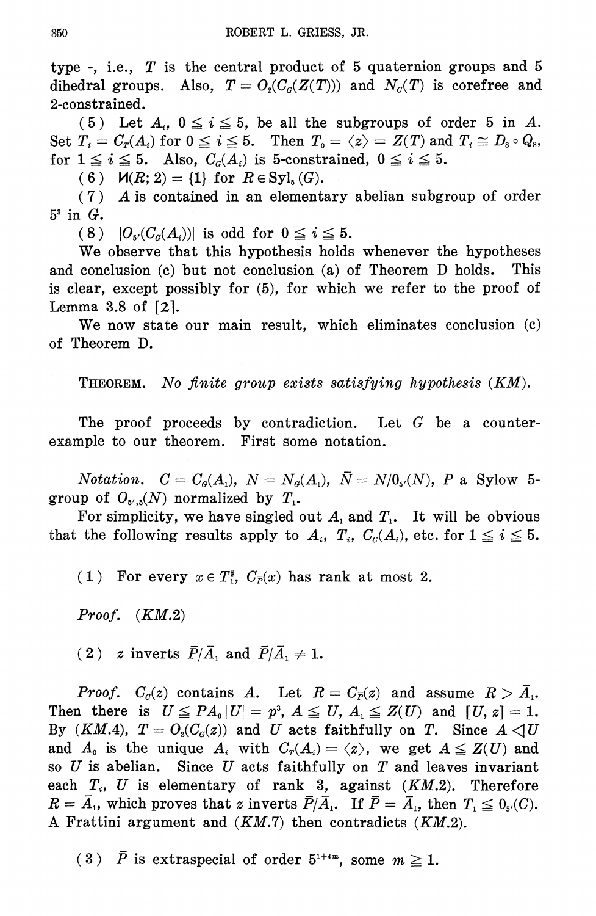type -, i.e., $T$ is the central product of 5 quaternion groups and 5 dihedral groups. Also, $T = O_2(C_G(Z(T)))$ and $N_G(T)$ is corefree and 2-constrained.

(5) Let $A_i$, $0 \leqq i \leqq 5$, be all the subgroups of order 5 in $A$. Set $T_i = C_T(A_i)$ for $0 \leqq i \leqq 5$. Then $T_0 = \langle z \rangle = Z(T)$ and $T_i \cong D_8 \circ Q_8$, for $1 \leqq i \leqq 5$. Also, $C_G(A_i)$ is 5-constrained, $0 \leqq i \leqq 5$.

(6) $\mathcal{V}(R; 2) = \{1\}$ for $R \in \mathrm{Syl}_5(G)$.

(7) $A$ is contained in an elementary abelian subgroup of order $5^3$ in $G$.

(8) $|O_{5'}(C_G(A_i))|$ is odd for $0 \leqq i \leqq 5$.

We observe that this hypothesis holds whenever the hypotheses and conclusion (c) but not conclusion (a) of Theorem D holds. This is clear, except possibly for (5), for which we refer to the proof of Lemma 3.8 of [2].

We now state our main result, which eliminates conclusion (c) of Theorem D.

THEOREM. *No finite group exists satisfying hypothesis (KM).*

The proof proceeds by contradiction. Let $G$ be a counterexample to our theorem. First some notation.

*Notation.* $C = C_G(A_1)$, $N = N_G(A_1)$, $\bar{N} = N/O_{5'}(N)$, $P$ a Sylow 5-group of $O_{5',5}(N)$ normalized by $T_1$.

For simplicity, we have singled out $A_1$ and $T_1$. It will be obvious that the following results apply to $A_i$, $T_i$, $C_G(A_i)$, etc. for $1 \leqq i \leqq 5$.

(1) For every $x \in T_1^\#$, $C_{\bar{P}}(x)$ has rank at most 2.

*Proof.* (KM.2)

(2) $z$ inverts $\bar{P}/\bar{A}_1$ and $\bar{P}/\bar{A}_1 \neq 1$.

*Proof.* $C_C(z)$ contains $A$. Let $R = C_{\bar{P}}(z)$ and assume $R > \bar{A}_1$. Then there is $U \leqq PA_0 \, |U| = p^3$, $A \leqq U$, $A_1 \leqq Z(U)$ and $[U, z] = 1$. By (KM.4), $T = O_2(C_G(z))$ and $U$ acts faithfully on $T$. Since $A \lhd U$ and $A_0$ is the unique $A_i$ with $C_T(A_i) = \langle z \rangle$, we get $A \leqq Z(U)$ and so $U$ is abelian. Since $U$ acts faithfully on $T$ and leaves invariant each $T_i$, $U$ is elementary of rank 3, against (KM.2). Therefore $R = \bar{A}_1$, which proves that $z$ inverts $\bar{P}/\bar{A}_1$. If $\bar{P} = \bar{A}_1$, then $T_1 \leqq O_{5'}(C)$. A Frattini argument and (KM.7) then contradicts (KM.2).

(3) $\bar{P}$ is extraspecial of order $5^{1+4m}$, some $m \geqq 1$.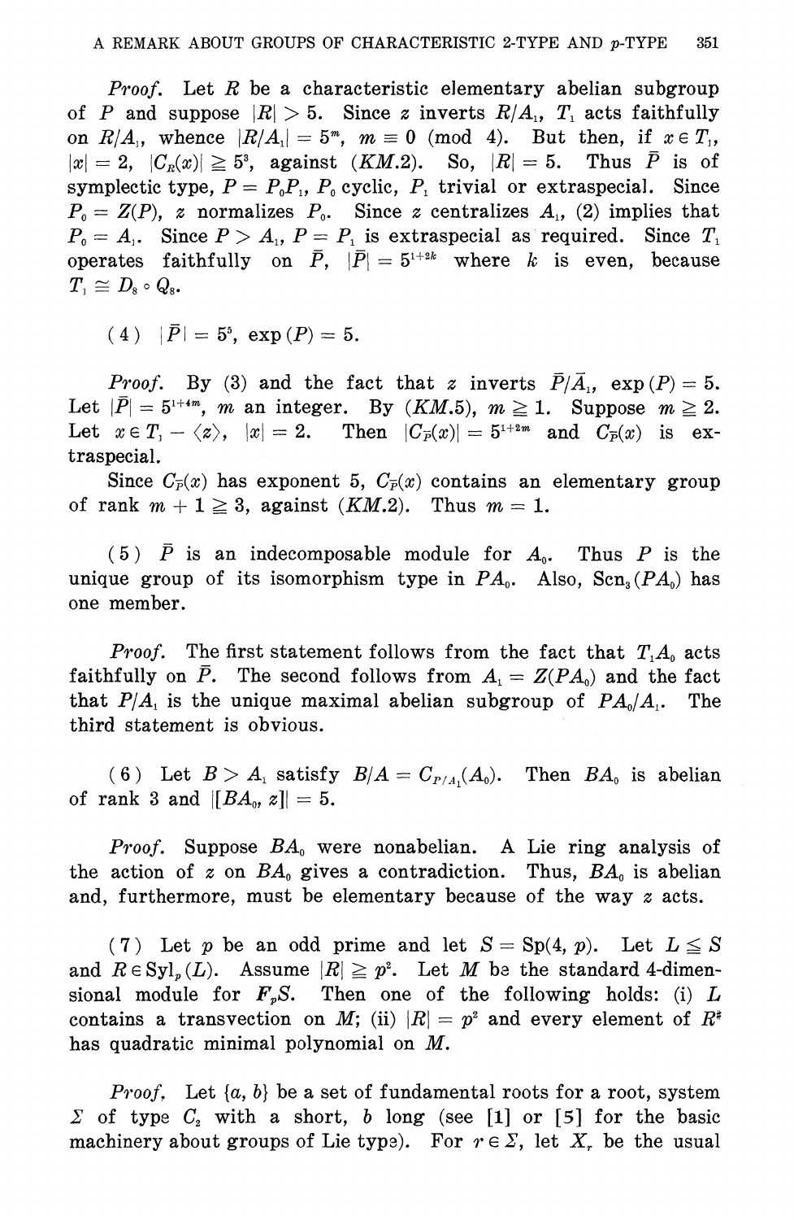*Proof.* Let $R$ be a characteristic elementary abelian subgroup of $P$ and suppose $|R| > 5$. Since $z$ inverts $R/A_1$, $T_1$ acts faithfully on $R/A_1$, whence $|R/A_1| = 5^m$, $m \equiv 0 \pmod 4$. But then, if $x \in T_1$, $|x| = 2$, $|C_R(x)| \geq 5^3$, against (*KM*.2). So, $|R| = 5$. Thus $\bar{P}$ is of symplectic type, $P = P_0P_1$, $P_0$ cyclic, $P_1$ trivial or extraspecial. Since $P_0 = Z(P)$, $z$ normalizes $P_0$. Since $z$ centralizes $A_1$, (2) implies that $P_0 = A_1$. Since $P > A_1$, $P = P_1$ is extraspecial as required. Since $T_1$ operates faithfully on $\bar{P}$, $|\bar{P}| = 5^{1+2k}$ where $k$ is even, because $T_1 \cong D_8 \circ Q_8$.

(4) $|\bar{P}| = 5^5$, $\exp(P) = 5$.

*Proof.* By (3) and the fact that $z$ inverts $\bar{P}/\bar{A}_1$, $\exp(P) = 5$. Let $|\bar{P}| = 5^{1+4m}$, $m$ an integer. By (*KM*.5), $m \geq 1$. Suppose $m \geq 2$. Let $x \in T_1 - \langle z \rangle$, $|x| = 2$. Then $|C_{\bar{P}}(x)| = 5^{1+2m}$ and $C_{\bar{P}}(x)$ is extraspecial.

Since $C_{\bar{P}}(x)$ has exponent 5, $C_{\bar{P}}(x)$ contains an elementary group of rank $m + 1 \geq 3$, against (*KM*.2). Thus $m = 1$.

(5) $\bar{P}$ is an indecomposable module for $A_0$. Thus $P$ is the unique group of its isomorphism type in $PA_0$. Also, $\mathrm{Scn}_3(PA_0)$ has one member.

*Proof.* The first statement follows from the fact that $T_1A_0$ acts faithfully on $\bar{P}$. The second follows from $A_1 = Z(PA_0)$ and the fact that $P/A_1$ is the unique maximal abelian subgroup of $PA_0/A_1$. The third statement is obvious.

(6) Let $B > A_1$ satisfy $B/A = C_{P/A_1}(A_0)$. Then $BA_0$ is abelian of rank 3 and $|[BA_0, z]| = 5$.

*Proof.* Suppose $BA_0$ were nonabelian. A Lie ring analysis of the action of $z$ on $BA_0$ gives a contradiction. Thus, $BA_0$ is abelian and, furthermore, must be elementary because of the way $z$ acts.

(7) Let $p$ be an odd prime and let $S = \mathrm{Sp}(4, p)$. Let $L \leq S$ and $R \in \mathrm{Syl}_p(L)$. Assume $|R| \geq p^2$. Let $M$ be the standard 4-dimensional module for $F_pS$. Then one of the following holds: (i) $L$ contains a transvection on $M$; (ii) $|R| = p^2$ and every element of $R^\#$ has quadratic minimal polynomial on $M$.

*Proof.* Let $\{a, b\}$ be a set of fundamental roots for a root system $\Sigma$ of type $C_2$ with $a$ short, $b$ long (see [1] or [5] for the basic machinery about groups of Lie type). For $r \in \Sigma$, let $X_r$ be the usual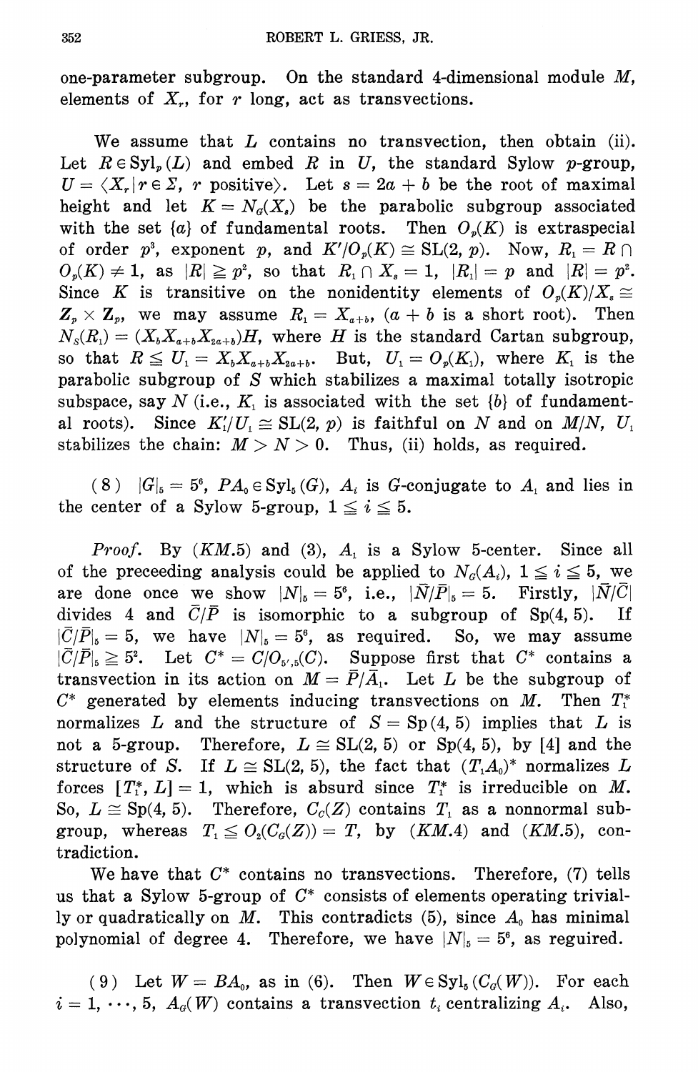one-parameter subgroup. On the standard 4-dimensional module $M$, elements of $X_r$, for $r$ long, act as transvections.

We assume that $L$ contains no transvection, then obtain (ii). Let $R \in \mathrm{Syl}_p(L)$ and embed $R$ in $U$, the standard Sylow $p$-group, $U = \langle X_r \mid r \in \Sigma,\ r \text{ positive} \rangle$. Let $s = 2a + b$ be the root of maximal height and let $K = N_G(X_s)$ be the parabolic subgroup associated with the set $\{a\}$ of fundamental roots. Then $O_p(K)$ is extraspecial of order $p^3$, exponent $p$, and $K'/O_p(K) \cong \mathrm{SL}(2, p)$. Now, $R_1 = R \cap O_p(K) \neq 1$, as $|R| \geqq p^2$, so that $R_1 \cap X_s = 1$, $|R_1| = p$ and $|R| = p^2$. Since $K$ is transitive on the nonidentity elements of $O_p(K)/X_s \cong \mathbf{Z}_p \times \mathbf{Z}_p$, we may assume $R_1 = X_{a+b}$, ($a + b$ is a short root). Then $N_S(R_1) = (X_b X_{a+b} X_{2a+b})H$, where $H$ is the standard Cartan subgroup, so that $R \leqq U_1 = X_b X_{a+b} X_{2a+b}$. But, $U_1 = O_p(K_1)$, where $K_1$ is the parabolic subgroup of $S$ which stabilizes a maximal totally isotropic subspace, say $N$ (i.e., $K_1$ is associated with the set $\{b\}$ of fundamental roots). Since $K_1'/U_1 \cong \mathrm{SL}(2, p)$ is faithful on $N$ and on $M/N$, $U_1$ stabilizes the chain: $M > N > 0$. Thus, (ii) holds, as required.

(8) $|G|_5 = 5^6$, $PA_0 \in \mathrm{Syl}_5(G)$, $A_i$ is $G$-conjugate to $A_1$ and lies in the center of a Sylow 5-group, $1 \leqq i \leqq 5$.

*Proof.* By (*KM*.5) and (3), $A_1$ is a Sylow 5-center. Since all of the preceeding analysis could be applied to $N_G(A_i)$, $1 \leqq i \leqq 5$, we are done once we show $|N|_5 = 5^6$, i.e., $|\bar{N}/\bar{P}|_5 = 5$. Firstly, $|\bar{N}/\bar{C}|$ divides 4 and $\bar{C}/\bar{P}$ is isomorphic to a subgroup of $\mathrm{Sp}(4, 5)$. If $|\bar{C}/\bar{P}|_5 = 5$, we have $|N|_5 = 5^6$, as required. So, we may assume $|\bar{C}/\bar{P}|_5 \geqq 5^2$. Let $C^* = C/O_{5',5}(C)$. Suppose first that $C^*$ contains a transvection in its action on $M = \bar{P}/\bar{A}_1$. Let $L$ be the subgroup of $C^*$ generated by elements inducing transvections on $M$. Then $T_1^*$ normalizes $L$ and the structure of $S = \mathrm{Sp}(4, 5)$ implies that $L$ is not a 5-group. Therefore, $L \cong \mathrm{SL}(2, 5)$ or $\mathrm{Sp}(4, 5)$, by [4] and the structure of $S$. If $L \cong \mathrm{SL}(2, 5)$, the fact that $(T_1 A_0)^*$ normalizes $L$ forces $[T_1^*, L] = 1$, which is absurd since $T_1^*$ is irreducible on $M$. So, $L \cong \mathrm{Sp}(4, 5)$. Therefore, $C_G(Z)$ contains $T_1$ as a nonnormal subgroup, whereas $T_1 \leqq O_2(C_G(Z)) = T$, by (*KM*.4) and (*KM*.5), contradiction.

We have that $C^*$ contains no transvections. Therefore, (7) tells us that a Sylow 5-group of $C^*$ consists of elements operating trivially or quadratically on $M$. This contradicts (5), since $A_0$ has minimal polynomial of degree 4. Therefore, we have $|N|_5 = 5^6$, as reguired.

(9) Let $W = BA_0$, as in (6). Then $W \in \mathrm{Syl}_5(C_G(W))$. For each $i = 1, \cdots, 5$, $A_G(W)$ contains a transvection $t_i$ centralizing $A_i$. Also,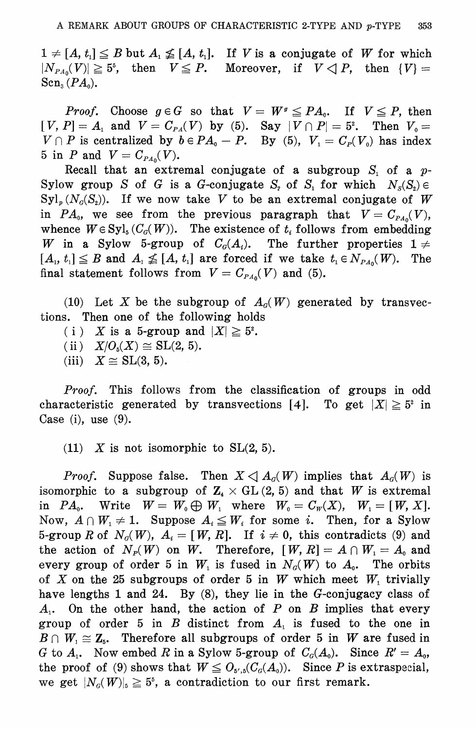$1 \neq [A, t_1] \leq B$ but $A_1 \nleq [A, t_1]$. If $V$ is a conjugate of $W$ for which $|N_{PA_0}(V)| \geq 5^5$, then $V \leq P$. Moreover, if $V \lhd P$, then $\{V\} = \mathrm{Scn}_3(PA_0)$.

*Proof.* Choose $g \in G$ so that $V = W^g \leq PA_0$. If $V \leq P$, then $[V, P] = A_1$ and $V = C_{PA}(V)$ by (5). Say $|V \cap P| = 5^2$. Then $V_0 = V \cap P$ is centralized by $b \in PA_0 - P$. By (5), $V_1 = C_P(V_0)$ has index 5 in $P$ and $V = C_{PA_0}(V)$.

Recall that an extremal conjugate of a subgroup $S_1$ of a $p$-Sylow group $S$ of $G$ is a $G$-conjugate $S_2$ of $S_1$ for which $N_S(S_2) \in \mathrm{Syl}_p(N_G(S_2))$. If we now take $V$ to be an extremal conjugate of $W$ in $PA_0$, we see from the previous paragraph that $V = C_{PA_0}(V)$, whence $W \in \mathrm{Syl}_5(C_G(W))$. The existence of $t_i$ follows from embedding $W$ in a Sylow 5-group of $C_G(A_i)$. The further properties $1 \neq [A_1, t_1] \leq B$ and $A_1 \nleq [A, t_1]$ are forced if we take $t_i \in N_{PA_0}(W)$. The final statement follows from $V = C_{PA_0}(V)$ and (5).

(10) Let $X$ be the subgroup of $A_G(W)$ generated by transvections. Then one of the following holds

(i) $X$ is a 5-group and $|X| \geq 5^2$.

(ii) $X/O_5(X) \cong \mathrm{SL}(2, 5)$.

(iii) $X \cong \mathrm{SL}(3, 5)$.

*Proof.* This follows from the classification of groups in odd characteristic generated by transvections [4]. To get $|X| \geq 5^2$ in Case (i), use (9).

(11) $X$ is not isomorphic to $\mathrm{SL}(2, 5)$.

*Proof.* Suppose false. Then $X \lhd A_G(W)$ implies that $A_G(W)$ is isomorphic to a subgroup of $\mathbf{Z}_4 \times \mathrm{GL}(2, 5)$ and that $W$ is extremal in $PA_0$. Write $W = W_0 \oplus W_1$ where $W_0 = C_W(X)$, $W_1 = [W, X]$. Now, $A \cap W_1 \neq 1$. Suppose $A_i \leq W_i$ for some $i$. Then, for a Sylow 5-group $R$ of $N_G(W)$, $A_i = [W, R]$. If $i \neq 0$, this contradicts (9) and the action of $N_P(W)$ on $W$. Therefore, $[W, R] = A \cap W_1 = A_0$ and every group of order 5 in $W_1$ is fused in $N_G(W)$ to $A_0$. The orbits of $X$ on the 25 subgroups of order 5 in $W$ which meet $W_1$ trivially have lengths 1 and 24. By (8), they lie in the $G$-conjugacy class of $A_1$. On the other hand, the action of $P$ on $B$ implies that every group of order 5 in $B$ distinct from $A_1$ is fused to the one in $B \cap W_1 \cong \mathbf{Z}_5$. Therefore all subgroups of order 5 in $W$ are fused in $G$ to $A_1$. Now embed $R$ in a Sylow 5-group of $C_G(A_0)$. Since $R' = A_0$, the proof of (9) shows that $W \leq O_{5',5}(C_G(A_0))$. Since $P$ is extraspecial, we get $|N_G(W)|_5 \geq 5^5$, a contradiction to our first remark.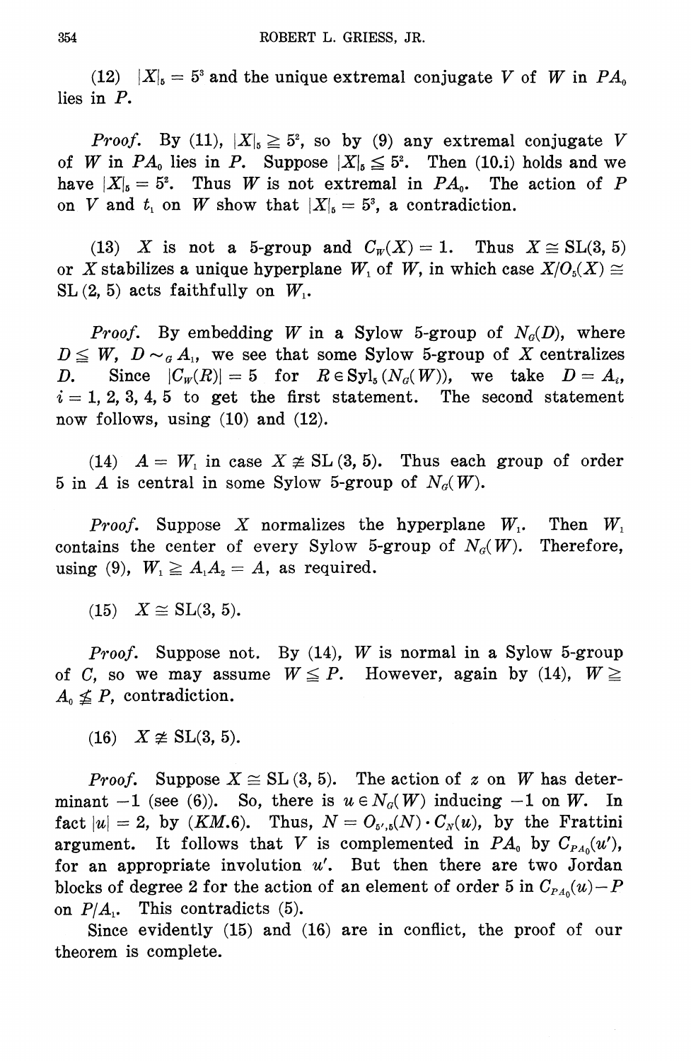(12) $|X|_5 = 5^3$ and the unique extremal conjugate $V$ of $W$ in $PA_0$ lies in $P$.

*Proof.* By (11), $|X|_5 \geqq 5^2$, so by (9) any extremal conjugate $V$ of $W$ in $PA_0$ lies in $P$. Suppose $|X|_5 \leqq 5^2$. Then (10.i) holds and we have $|X|_5 = 5^2$. Thus $W$ is not extremal in $PA_0$. The action of $P$ on $V$ and $t_1$ on $W$ show that $|X|_5 = 5^3$, a contradiction.

(13) $X$ is not a 5-group and $C_W(X) = 1$. Thus $X \cong \mathrm{SL}(3, 5)$ or $X$ stabilizes a unique hyperplane $W_1$ of $W$, in which case $X/O_5(X) \cong \mathrm{SL}(2, 5)$ acts faithfully on $W_1$.

*Proof.* By embedding $W$ in a Sylow 5-group of $N_G(D)$, where $D \leqq W$, $D \sim_G A_1$, we see that some Sylow 5-group of $X$ centralizes $D$. Since $|C_W(R)| = 5$ for $R \in \mathrm{Syl}_5(N_G(W))$, we take $D = A_i$, $i = 1, 2, 3, 4, 5$ to get the first statement. The second statement now follows, using (10) and (12).

(14) $A = W_1$ in case $X \not\cong \mathrm{SL}(3, 5)$. Thus each group of order 5 in $A$ is central in some Sylow 5-group of $N_G(W)$.

*Proof.* Suppose $X$ normalizes the hyperplane $W_1$. Then $W_1$ contains the center of every Sylow 5-group of $N_G(W)$. Therefore, using (9), $W_1 \geqq A_1 A_2 = A$, as required.

(15) $X \cong \mathrm{SL}(3, 5)$.

*Proof.* Suppose not. By (14), $W$ is normal in a Sylow 5-group of $C$, so we may assume $W \leqq P$. However, again by (14), $W \geqq A_0 \not\leqq P$, contradiction.

(16) $X \not\cong \mathrm{SL}(3, 5)$.

*Proof.* Suppose $X \cong \mathrm{SL}(3, 5)$. The action of $z$ on $W$ has determinant $-1$ (see (6)). So, there is $u \in N_G(W)$ inducing $-1$ on $W$. In fact $|u| = 2$, by (*KM*.6). Thus, $N = O_{5',5}(N) \cdot C_N(u)$, by the Frattini argument. It follows that $V$ is complemented in $PA_0$ by $C_{PA_0}(u')$, for an appropriate involution $u'$. But then there are two Jordan blocks of degree 2 for the action of an element of order 5 in $C_{PA_0}(u) - P$ on $P/A_1$. This contradicts (5).

Since evidently (15) and (16) are in conflict, the proof of our theorem is complete.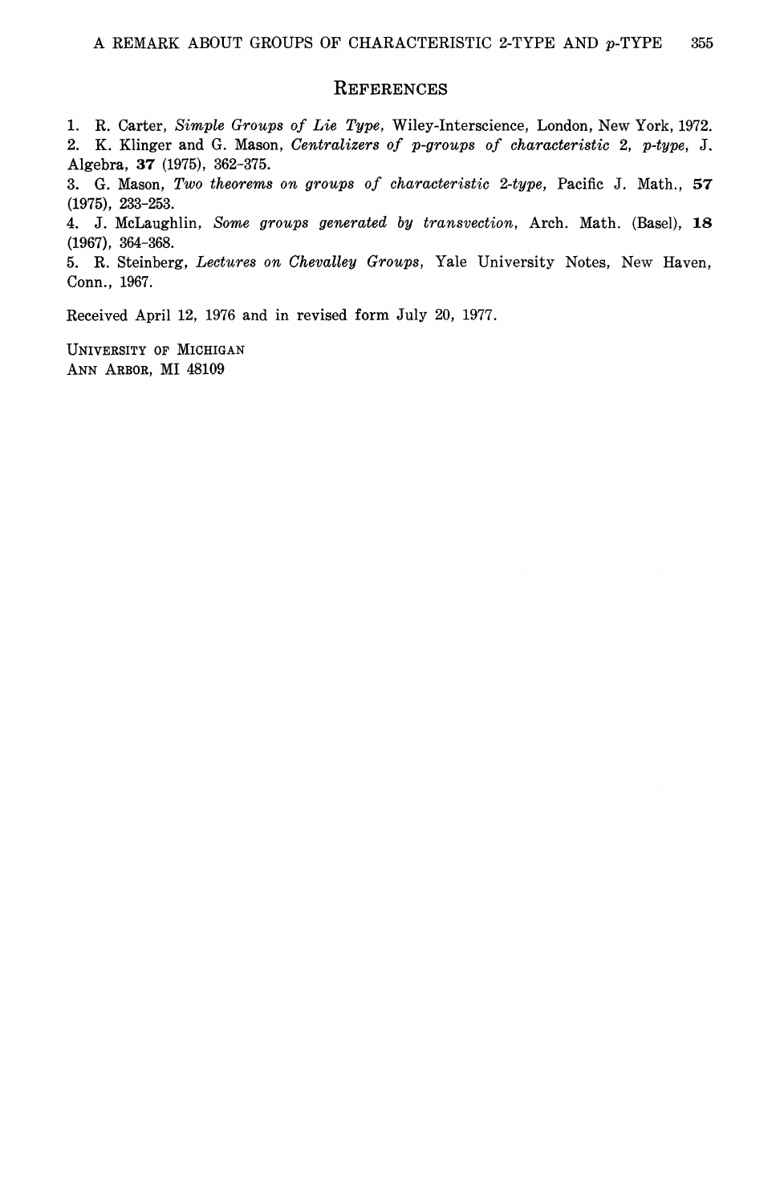## References

1. R. Carter, *Simple Groups of Lie Type*, Wiley-Interscience, London, New York, 1972.
2. K. Klinger and G. Mason, *Centralizers of p-groups of characteristic 2, p-type*, J. Algebra, **37** (1975), 362-375.
3. G. Mason, *Two theorems on groups of characteristic 2-type*, Pacific J. Math., **57** (1975), 233-253.
4. J. McLaughlin, *Some groups generated by transvection*, Arch. Math. (Basel), **18** (1967), 364-368.
5. R. Steinberg, *Lectures on Chevalley Groups*, Yale University Notes, New Haven, Conn., 1967.

Received April 12, 1976 and in revised form July 20, 1977.

University of Michigan
Ann Arbor, MI 48109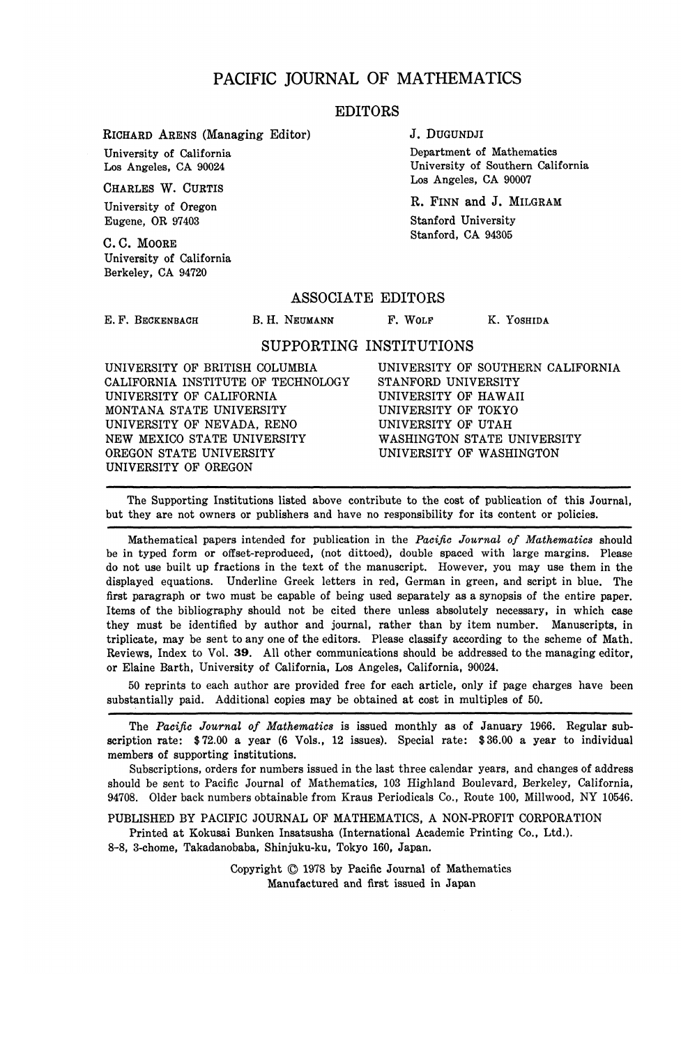# PACIFIC JOURNAL OF MATHEMATICS

## EDITORS

RICHARD ARENS (Managing Editor)
University of California
Los Angeles, CA 90024

CHARLES W. CURTIS
University of Oregon
Eugene, OR 97403

C. C. MOORE
University of California
Berkeley, CA 94720

J. DUGUNDJI
Department of Mathematics
University of Southern California
Los Angeles, CA 90007

R. FINN and J. MILGRAM
Stanford University
Stanford, CA 94305

## ASSOCIATE EDITORS

E. F. BECKENBACH B. H. NEUMANN F. WOLF K. YOSHIDA

## SUPPORTING INSTITUTIONS

UNIVERSITY OF BRITISH COLUMBIA
CALIFORNIA INSTITUTE OF TECHNOLOGY
UNIVERSITY OF CALIFORNIA
MONTANA STATE UNIVERSITY
UNIVERSITY OF NEVADA, RENO
NEW MEXICO STATE UNIVERSITY
OREGON STATE UNIVERSITY
UNIVERSITY OF OREGON
UNIVERSITY OF SOUTHERN CALIFORNIA
STANFORD UNIVERSITY
UNIVERSITY OF HAWAII
UNIVERSITY OF TOKYO
UNIVERSITY OF UTAH
WASHINGTON STATE UNIVERSITY
UNIVERSITY OF WASHINGTON

---

The Supporting Institutions listed above contribute to the cost of publication of this Journal, but they are not owners or publishers and have no responsibility for its content or policies.

---

Mathematical papers intended for publication in the *Pacific Journal of Mathematics* should be in typed form or offset-reproduced, (not dittoed), double spaced with large margins. Please do not use built up fractions in the text of the manuscript. However, you may use them in the displayed equations. Underline Greek letters in red, German in green, and script in blue. The first paragraph or two must be capable of being used separately as a synopsis of the entire paper. Items of the bibliography should not be cited there unless absolutely necessary, in which case they must be identified by author and journal, rather than by item number. Manuscripts, in triplicate, may be sent to any one of the editors. Please classify according to the scheme of Math. Reviews, Index to Vol. **39**. All other communications should be addressed to the managing editor, or Elaine Barth, University of California, Los Angeles, California, 90024.

50 reprints to each author are provided free for each article, only if page charges have been substantially paid. Additional copies may be obtained at cost in multiples of 50.

---

The *Pacific Journal of Mathematics* is issued monthly as of January 1966. Regular subscription rate: \$72.00 a year (6 Vols., 12 issues). Special rate: \$36.00 a year to individual members of supporting institutions.

Subscriptions, orders for numbers issued in the last three calendar years, and changes of address should be sent to Pacific Journal of Mathematics, 103 Highland Boulevard, Berkeley, California, 94708. Older back numbers obtainable from Kraus Periodicals Co., Route 100, Millwood, NY 10546.

PUBLISHED BY PACIFIC JOURNAL OF MATHEMATICS, A NON-PROFIT CORPORATION

Printed at Kokusai Bunken Insatsusha (International Academic Printing Co., Ltd.).
8-8, 3-chome, Takadanobaba, Shinjuku-ku, Tokyo 160, Japan.

Copyright © 1978 by Pacific Journal of Mathematics
Manufactured and first issued in Japan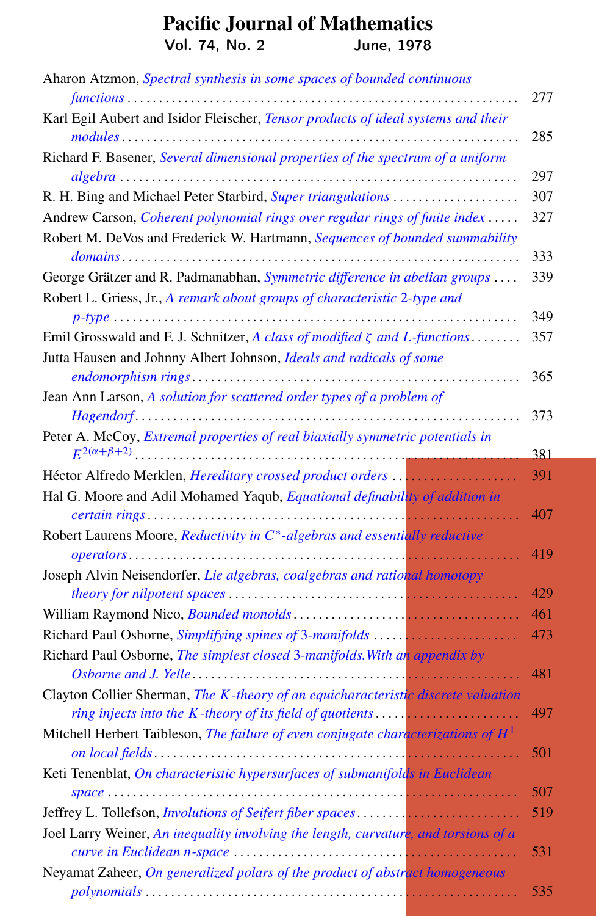# Pacific Journal of Mathematics

**Vol. 74, No. 2 June, 1978**

Aharon Atzmon, *Spectral synthesis in some spaces of bounded continuous functions* . . . . . 277

Karl Egil Aubert and Isidor Fleischer, *Tensor products of ideal systems and their modules* . . . . . 285

Richard F. Basener, *Several dimensional properties of the spectrum of a uniform algebra* . . . . . 297

R. H. Bing and Michael Peter Starbird, *Super triangulations* . . . . . 307

Andrew Carson, *Coherent polynomial rings over regular rings of finite index* . . . . . 327

Robert M. DeVos and Frederick W. Hartmann, *Sequences of bounded summability domains* . . . . . 333

George Grätzer and R. Padmanabhan, *Symmetric difference in abelian groups* . . . . . 339

Robert L. Griess, Jr., *A remark about groups of characteristic 2-type and p-type* . . . . . 349

Emil Grosswald and F. J. Schnitzer, *A class of modified $\zeta$ and $L$-functions* . . . . . 357

Jutta Hausen and Johnny Albert Johnson, *Ideals and radicals of some endomorphism rings* . . . . . 365

Jean Ann Larson, *A solution for scattered order types of a problem of Hagendorf* . . . . . 373

Peter A. McCoy, *Extremal properties of real biaxially symmetric potentials in $E^{2(\alpha+\beta+2)}$* . . . . . 381

Héctor Alfredo Merklen, *Hereditary crossed product orders* . . . . . 391

Hal G. Moore and Adil Mohamed Yaqub, *Equational definability of addition in certain rings* . . . . . 407

Robert Laurens Moore, *Reductivity in $C^*$-algebras and essentially reductive operators* . . . . . 419

Joseph Alvin Neisendorfer, *Lie algebras, coalgebras and rational homotopy theory for nilpotent spaces* . . . . . 429

William Raymond Nico, *Bounded monoids* . . . . . 461

Richard Paul Osborne, *Simplifying spines of 3-manifolds* . . . . . 473

Richard Paul Osborne, *The simplest closed 3-manifolds.With an appendix by Osborne and J. Yelle* . . . . . 481

Clayton Collier Sherman, *The $K$-theory of an equicharacteristic discrete valuation ring injects into the $K$-theory of its field of quotients* . . . . . 497

Mitchell Herbert Taibleson, *The failure of even conjugate characterizations of $H^1$ on local fields* . . . . . 501

Keti Tenenblat, *On characteristic hypersurfaces of submanifolds in Euclidean space* . . . . . 507

Jeffrey L. Tollefson, *Involutions of Seifert fiber spaces* . . . . . 519

Joel Larry Weiner, *An inequality involving the length, curvature, and torsions of a curve in Euclidean $n$-space* . . . . . 531

Neyamat Zaheer, *On generalized polars of the product of abstract homogeneous polynomials* . . . . . 535